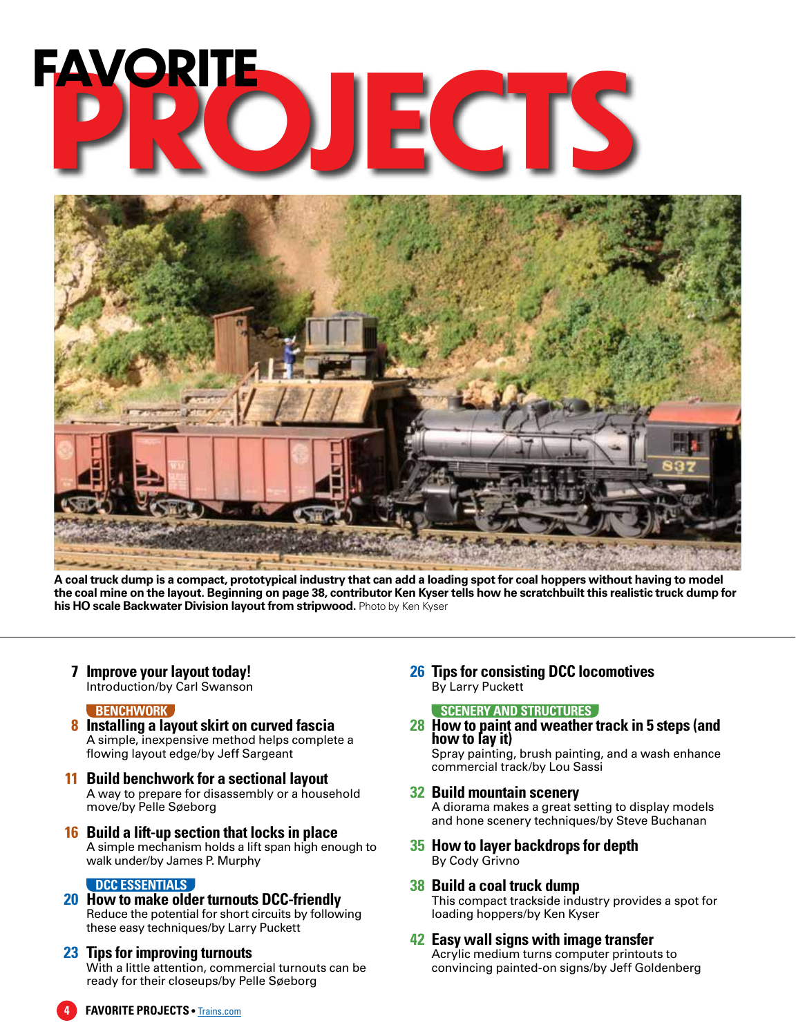# FAVORITE PROJECTS

**A coal truck dump is a compact, prototypical industry that can add a loading spot for coal hoppers without having to model the coal mine on the layout. Beginning on page 38, contributor Ken Kyser tells how he scratchbuilt this realistic truck dump for his HO scale Backwater Division layout from stripwood.** Photo by Ken Kyser

**7 Improve your layout today!**
Introduction/by Carl Swanson

## BENCHWORK

**8 Installing a layout skirt on curved fascia**
A simple, inexpensive method helps complete a flowing layout edge/by Jeff Sargeant

**11 Build benchwork for a sectional layout**
A way to prepare for disassembly or a household move/by Pelle Søeborg

**16 Build a lift-up section that locks in place**
A simple mechanism holds a lift span high enough to walk under/by James P. Murphy

## DCC ESSENTIALS

**20 How to make older turnouts DCC-friendly**
Reduce the potential for short circuits by following these easy techniques/by Larry Puckett

**23 Tips for improving turnouts**
With a little attention, commercial turnouts can be ready for their closeups/by Pelle Søeborg

**26 Tips for consisting DCC locomotives**
By Larry Puckett

## SCENERY AND STRUCTURES

**28 How to paint and weather track in 5 steps (and how to lay it)**
Spray painting, brush painting, and a wash enhance commercial track/by Lou Sassi

**32 Build mountain scenery**
A diorama makes a great setting to display models and hone scenery techniques/by Steve Buchanan

**35 How to layer backdrops for depth**
By Cody Grivno

**38 Build a coal truck dump**
This compact trackside industry provides a spot for loading hoppers/by Ken Kyser

**42 Easy wall signs with image transfer**
Acrylic medium turns computer printouts to convincing painted-on signs/by Jeff Goldenberg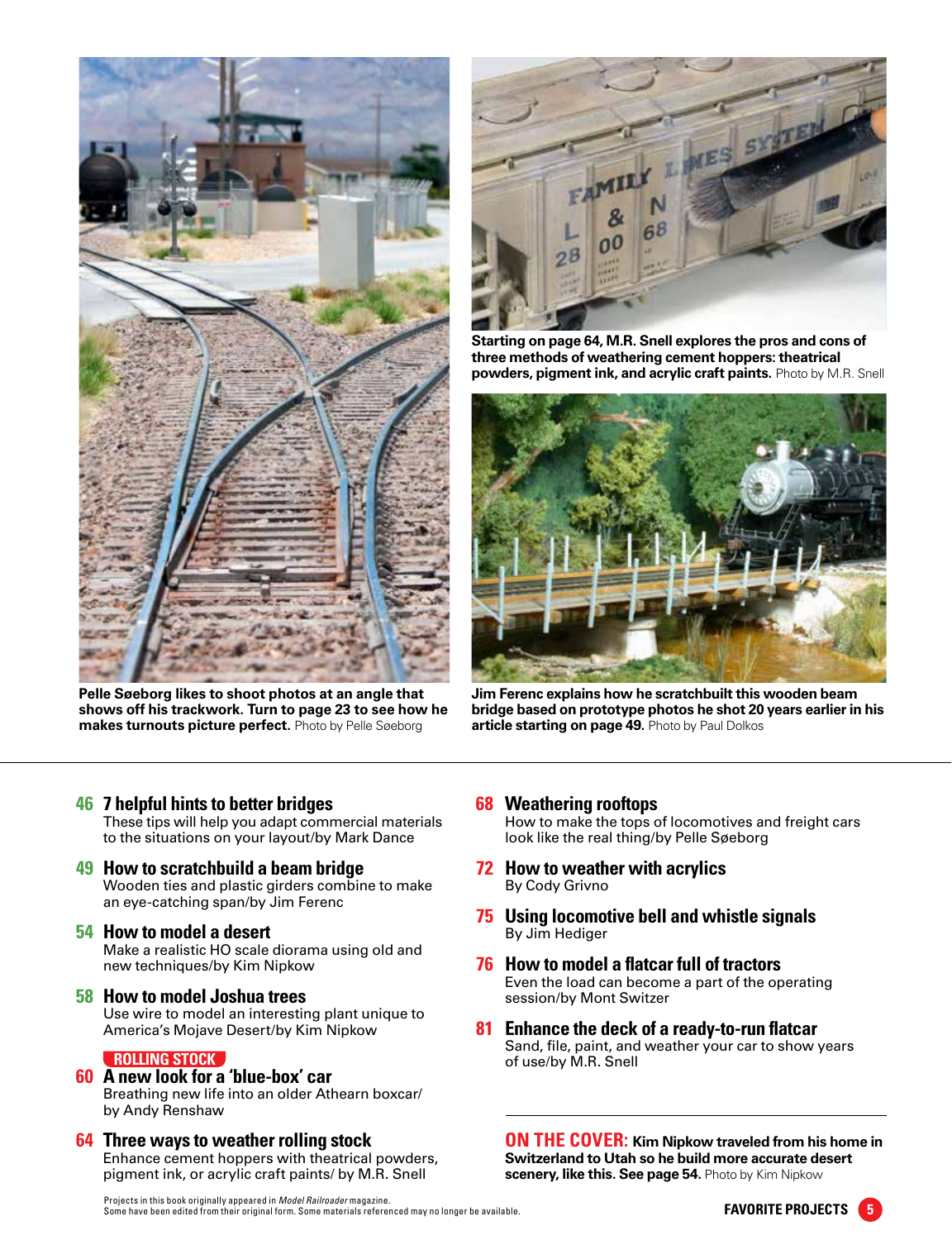Pelle Søeborg likes to shoot photos at an angle that shows off his trackwork. Turn to page 23 to see how he makes turnouts picture perfect. Photo by Pelle Søeborg

Starting on page 64, M.R. Snell explores the pros and cons of three methods of weathering cement hoppers: theatrical powders, pigment ink, and acrylic craft paints. Photo by M.R. Snell

Jim Ferenc explains how he scratchbuilt this wooden beam bridge based on prototype photos he shot 20 years earlier in his article starting on page 49. Photo by Paul Dolkos

**46 7 helpful hints to better bridges**
These tips will help you adapt commercial materials to the situations on your layout/by Mark Dance

**49 How to scratchbuild a beam bridge**
Wooden ties and plastic girders combine to make an eye-catching span/by Jim Ferenc

**54 How to model a desert**
Make a realistic HO scale diorama using old and new techniques/by Kim Nipkow

**58 How to model Joshua trees**
Use wire to model an interesting plant unique to America's Mojave Desert/by Kim Nipkow

**ROLLING STOCK**

**60 A new look for a 'blue-box' car**
Breathing new life into an older Athearn boxcar/ by Andy Renshaw

**64 Three ways to weather rolling stock**
Enhance cement hoppers with theatrical powders, pigment ink, or acrylic craft paints/ by M.R. Snell

**68 Weathering rooftops**
How to make the tops of locomotives and freight cars look like the real thing/by Pelle Søeborg

**72 How to weather with acrylics**
By Cody Grivno

**75 Using locomotive bell and whistle signals**
By Jim Hediger

**76 How to model a flatcar full of tractors**
Even the load can become a part of the operating session/by Mont Switzer

**81 Enhance the deck of a ready-to-run flatcar**
Sand, file, paint, and weather your car to show years of use/by M.R. Snell

**ON THE COVER:** Kim Nipkow traveled from his home in Switzerland to Utah so he build more accurate desert scenery, like this. See page 54. Photo by Kim Nipkow

Projects in this book originally appeared in *Model Railroader* magazine.
Some have been edited from their original form. Some materials referenced may no longer be available.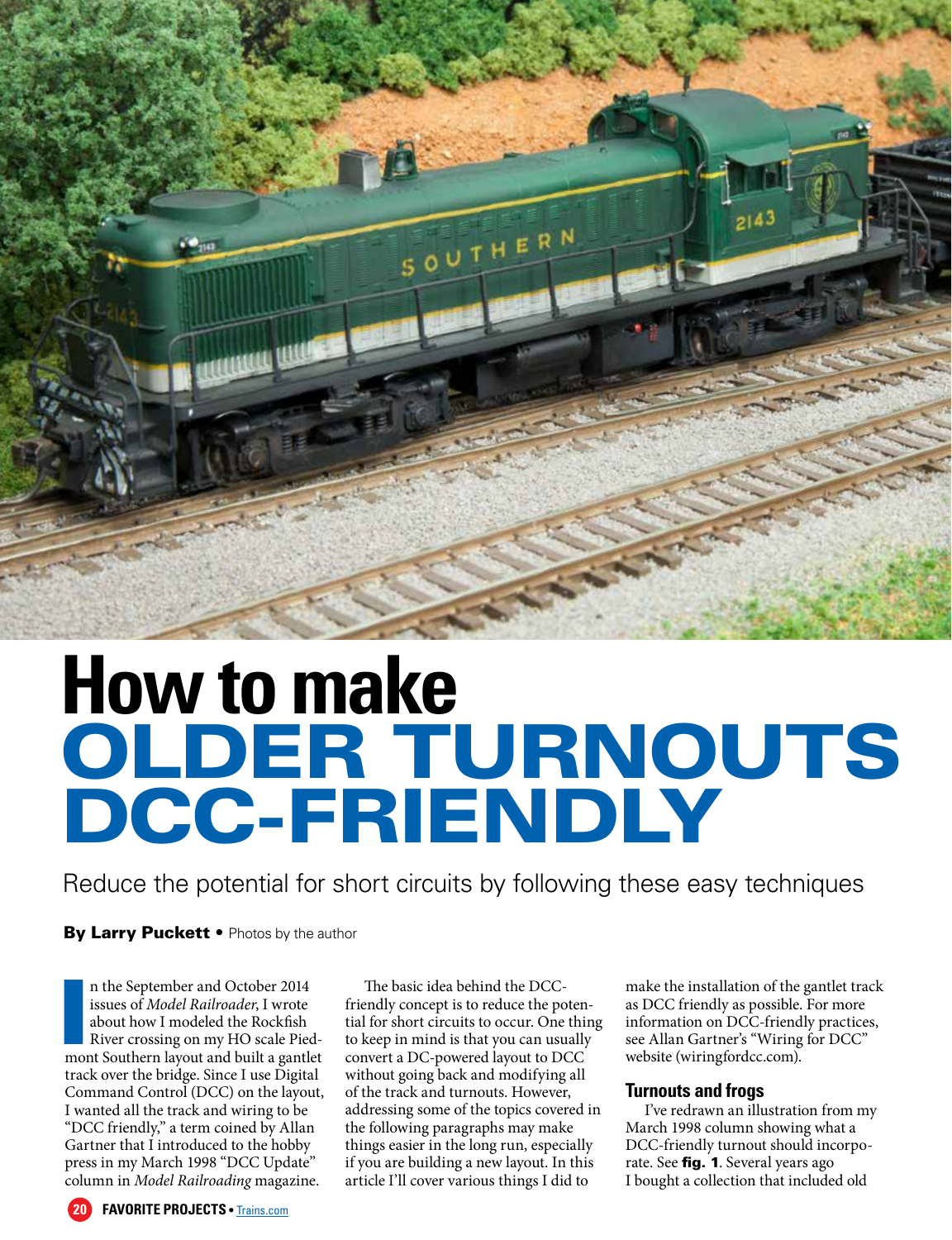# How to make OLDER TURNOUTS DCC-FRIENDLY

Reduce the potential for short circuits by following these easy techniques

**By Larry Puckett** • Photos by the author

In the September and October 2014 issues of *Model Railroader*, I wrote about how I modeled the Rockfish River crossing on my HO scale Piedmont Southern layout and built a gantlet track over the bridge. Since I use Digital Command Control (DCC) on the layout, I wanted all the track and wiring to be "DCC friendly," a term coined by Allan Gartner that I introduced to the hobby press in my March 1998 "DCC Update" column in *Model Railroading* magazine.

The basic idea behind the DCC-friendly concept is to reduce the potential for short circuits to occur. One thing to keep in mind is that you can usually convert a DC-powered layout to DCC without going back and modifying all of the track and turnouts. However, addressing some of the topics covered in the following paragraphs may make things easier in the long run, especially if you are building a new layout. In this article I'll cover various things I did to make the installation of the gantlet track as DCC friendly as possible. For more information on DCC-friendly practices, see Allan Gartner's "Wiring for DCC" website (wiringfordcc.com).

## Turnouts and frogs

I've redrawn an illustration from my March 1998 column showing what a DCC-friendly turnout should incorporate. See **fig. 1**. Several years ago I bought a collection that included old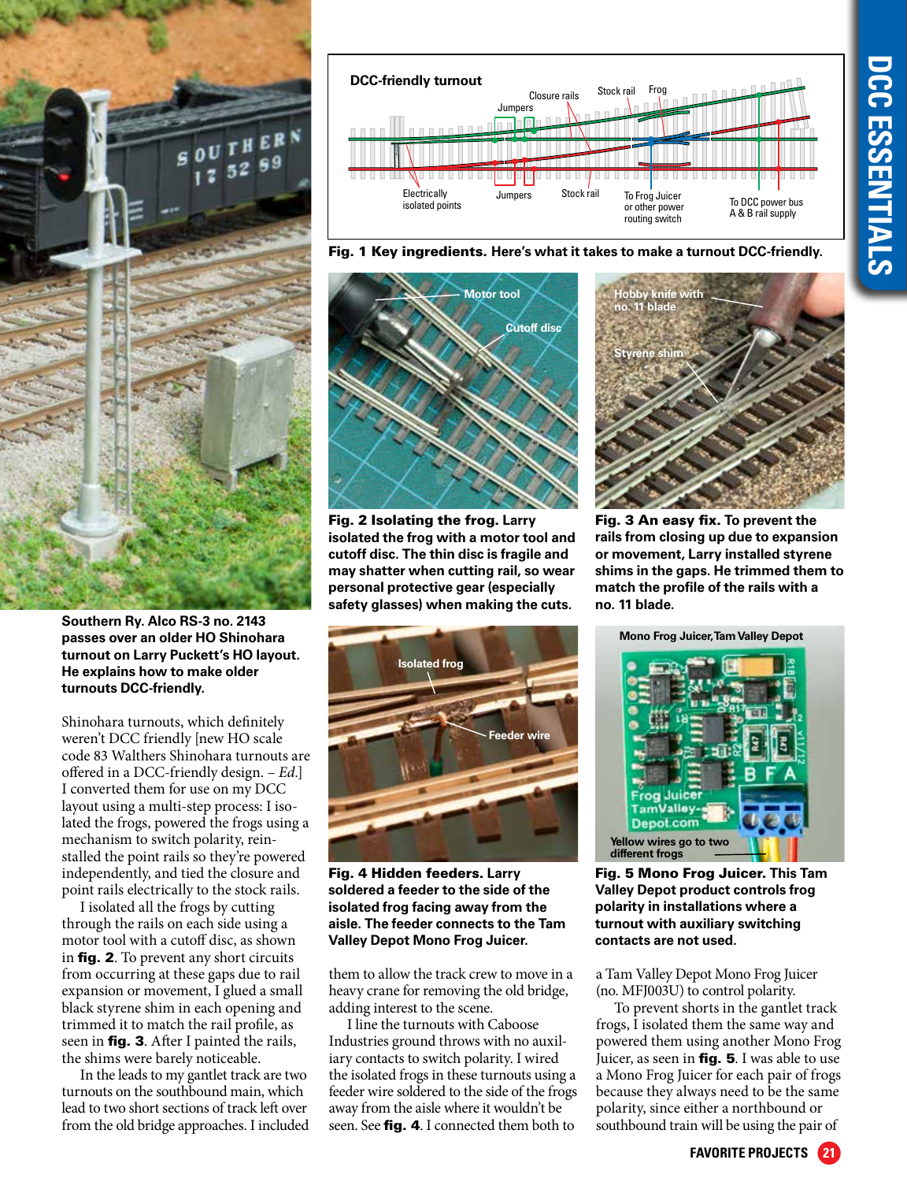**Fig. 1 Key ingredients.** Here's what it takes to make a turnout DCC-friendly.

**Fig. 2 Isolating the frog.** Larry isolated the frog with a motor tool and cutoff disc. The thin disc is fragile and may shatter when cutting rail, so wear personal protective gear (especially safety glasses) when making the cuts.

**Fig. 3 An easy fix.** To prevent the rails from closing up due to expansion or movement, Larry installed styrene shims in the gaps. He trimmed them to match the profile of the rails with a no. 11 blade.

**Southern Ry. Alco RS-3 no. 2143 passes over an older HO Shinohara turnout on Larry Puckett's HO layout. He explains how to make older turnouts DCC-friendly.**

**Fig. 4 Hidden feeders.** Larry soldered a feeder to the side of the isolated frog facing away from the aisle. The feeder connects to the Tam Valley Depot Mono Frog Juicer.

**Fig. 5 Mono Frog Juicer.** This Tam Valley Depot product controls frog polarity in installations where a turnout with auxiliary switching contacts are not used.

Shinohara turnouts, which definitely weren't DCC friendly [new HO scale code 83 Walthers Shinohara turnouts are offered in a DCC-friendly design. – *Ed.*] I converted them for use on my DCC layout using a multi-step process: I isolated the frogs, powered the frogs using a mechanism to switch polarity, reinstalled the point rails so they're powered independently, and tied the closure and point rails electrically to the stock rails.

I isolated all the frogs by cutting through the rails on each side using a motor tool with a cutoff disc, as shown in **fig. 2**. To prevent any short circuits from occurring at these gaps due to rail expansion or movement, I glued a small black styrene shim in each opening and trimmed it to match the rail profile, as seen in **fig. 3**. After I painted the rails, the shims were barely noticeable.

In the leads to my gantlet track are two turnouts on the southbound main, which lead to two short sections of track left over from the old bridge approaches. I included them to allow the track crew to move in a heavy crane for removing the old bridge, adding interest to the scene.

I line the turnouts with Caboose Industries ground throws with no auxiliary contacts to switch polarity. I wired the isolated frogs in these turnouts using a feeder wire soldered to the side of the frogs away from the aisle where it wouldn't be seen. See **fig. 4**. I connected them both to a Tam Valley Depot Mono Frog Juicer (no. MFJ003U) to control polarity.

To prevent shorts in the gantlet track frogs, I isolated them the same way and powered them using another Mono Frog Juicer, as seen in **fig. 5**. I was able to use a Mono Frog Juicer for each pair of frogs because they always need to be the same polarity, since either a northbound or southbound train will be using the pair of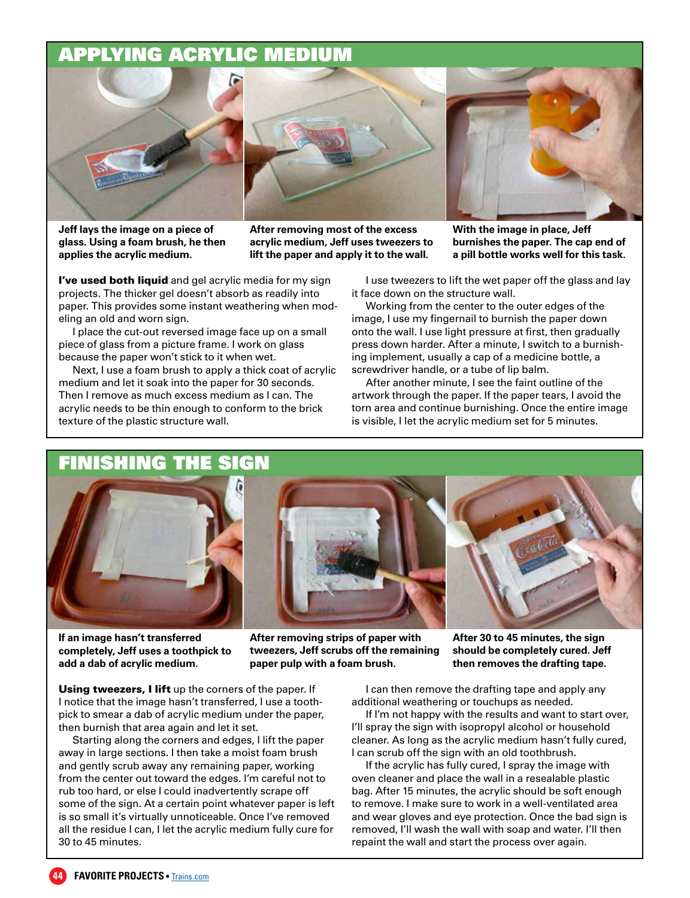## APPLYING ACRYLIC MEDIUM

**Jeff lays the image on a piece of glass. Using a foam brush, he then applies the acrylic medium.**

**After removing most of the excess acrylic medium, Jeff uses tweezers to lift the paper and apply it to the wall.**

**With the image in place, Jeff burnishes the paper. The cap end of a pill bottle works well for this task.**

**I've used both liquid** and gel acrylic media for my sign projects. The thicker gel doesn't absorb as readily into paper. This provides some instant weathering when modeling an old and worn sign.

I place the cut-out reversed image face up on a small piece of glass from a picture frame. I work on glass because the paper won't stick to it when wet.

Next, I use a foam brush to apply a thick coat of acrylic medium and let it soak into the paper for 30 seconds. Then I remove as much excess medium as I can. The acrylic needs to be thin enough to conform to the brick texture of the plastic structure wall.

I use tweezers to lift the wet paper off the glass and lay it face down on the structure wall.

Working from the center to the outer edges of the image, I use my fingernail to burnish the paper down onto the wall. I use light pressure at first, then gradually press down harder. After a minute, I switch to a burnishing implement, usually a cap of a medicine bottle, a screwdriver handle, or a tube of lip balm.

After another minute, I see the faint outline of the artwork through the paper. If the paper tears, I avoid the torn area and continue burnishing. Once the entire image is visible, I let the acrylic medium set for 5 minutes.

## FINISHING THE SIGN

**If an image hasn't transferred completely, Jeff uses a toothpick to add a dab of acrylic medium.**

**After removing strips of paper with tweezers, Jeff scrubs off the remaining paper pulp with a foam brush.**

**After 30 to 45 minutes, the sign should be completely cured. Jeff then removes the drafting tape.**

**Using tweezers, I lift** up the corners of the paper. If I notice that the image hasn't transferred, I use a toothpick to smear a dab of acrylic medium under the paper, then burnish that area again and let it set.

Starting along the corners and edges, I lift the paper away in large sections. I then take a moist foam brush and gently scrub away any remaining paper, working from the center out toward the edges. I'm careful not to rub too hard, or else I could inadvertently scrape off some of the sign. At a certain point whatever paper is left is so small it's virtually unnoticeable. Once I've removed all the residue I can, I let the acrylic medium fully cure for 30 to 45 minutes.

I can then remove the drafting tape and apply any additional weathering or touchups as needed.

If I'm not happy with the results and want to start over, I'll spray the sign with isopropyl alcohol or household cleaner. As long as the acrylic medium hasn't fully cured, I can scrub off the sign with an old toothbrush.

If the acrylic has fully cured, I spray the image with oven cleaner and place the wall in a resealable plastic bag. After 15 minutes, the acrylic should be soft enough to remove. I make sure to work in a well-ventilated area and wear gloves and eye protection. Once the bad sign is removed, I'll wash the wall with soap and water. I'll then repaint the wall and start the process over again.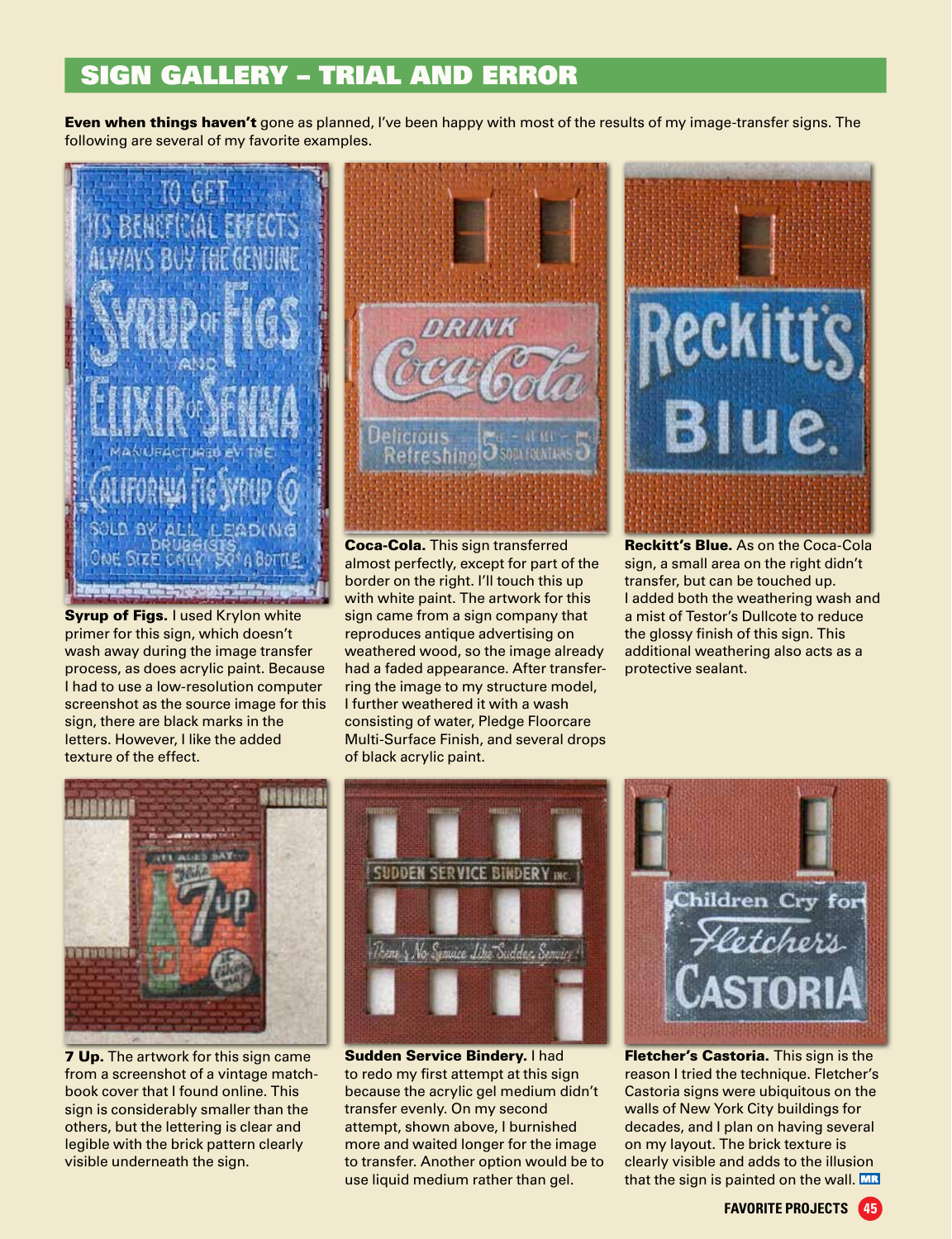## SIGN GALLERY – TRIAL AND ERROR

**Even when things haven't** gone as planned, I've been happy with most of the results of my image-transfer signs. The following are several of my favorite examples.

**Syrup of Figs.** I used Krylon white primer for this sign, which doesn't wash away during the image transfer process, as does acrylic paint. Because I had to use a low-resolution computer screenshot as the source image for this sign, there are black marks in the letters. However, I like the added texture of the effect.

**Coca-Cola.** This sign transferred almost perfectly, except for part of the border on the right. I'll touch this up with white paint. The artwork for this sign came from a sign company that reproduces antique advertising on weathered wood, so the image already had a faded appearance. After transferring the image to my structure model, I further weathered it with a wash consisting of water, Pledge Floorcare Multi-Surface Finish, and several drops of black acrylic paint.

**Reckitt's Blue.** As on the Coca-Cola sign, a small area on the right didn't transfer, but can be touched up. I added both the weathering wash and a mist of Testor's Dullcote to reduce the glossy finish of this sign. This additional weathering also acts as a protective sealant.

**7 Up.** The artwork for this sign came from a screenshot of a vintage matchbook cover that I found online. This sign is considerably smaller than the others, but the lettering is clear and legible with the brick pattern clearly visible underneath the sign.

**Sudden Service Bindery.** I had to redo my first attempt at this sign because the acrylic gel medium didn't transfer evenly. On my second attempt, shown above, I burnished more and waited longer for the image to transfer. Another option would be to use liquid medium rather than gel.

**Fletcher's Castoria.** This sign is the reason I tried the technique. Fletcher's Castoria signs were ubiquitous on the walls of New York City buildings for decades, and I plan on having several on my layout. The brick texture is clearly visible and adds to the illusion that the sign is painted on the wall.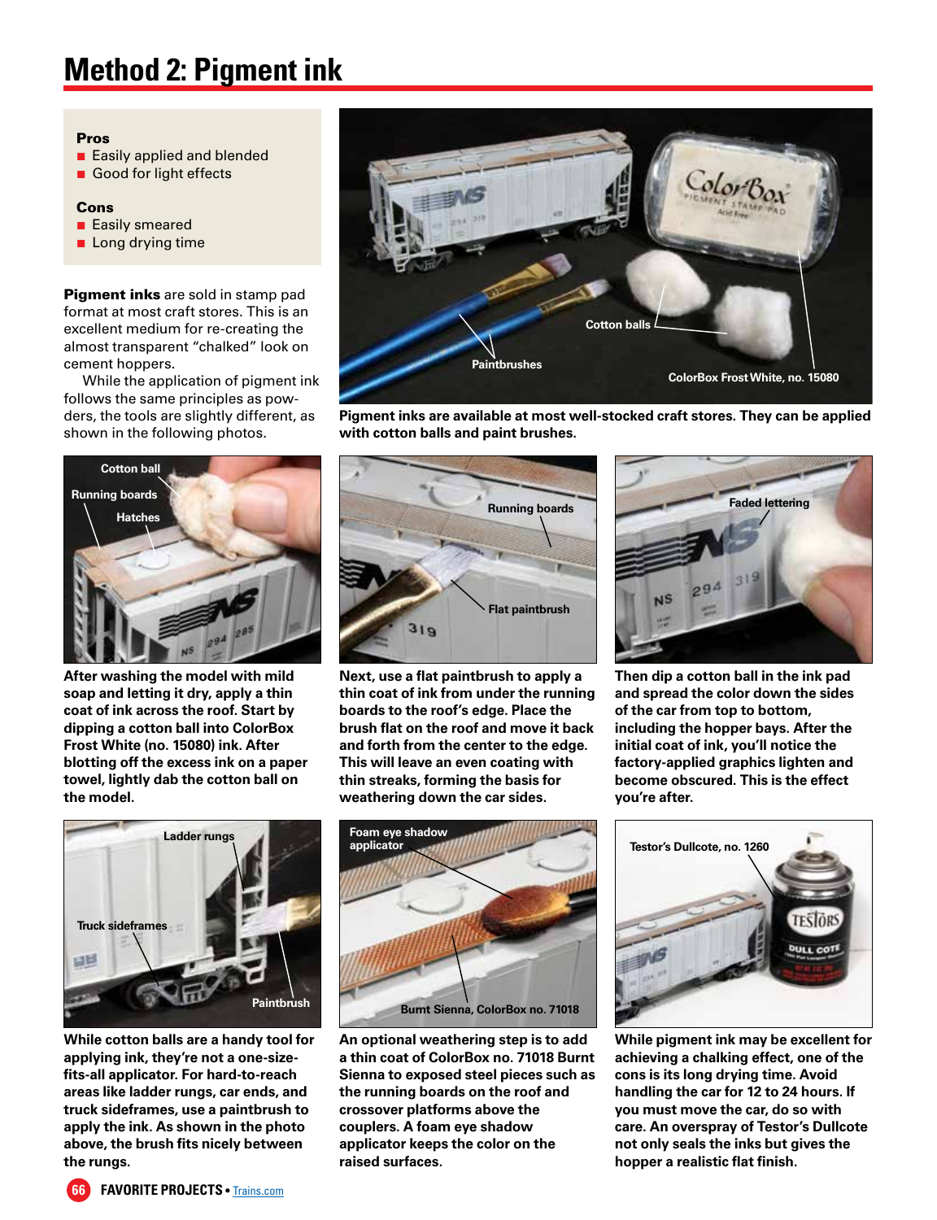# Method 2: Pigment ink

**Pros**

- Easily applied and blended
- Good for light effects

**Cons**

- Easily smeared
- Long drying time

**Pigment inks** are sold in stamp pad format at most craft stores. This is an excellent medium for re-creating the almost transparent "chalked" look on cement hoppers.

While the application of pigment ink follows the same principles as powders, the tools are slightly different, as shown in the following photos.

**Pigment inks are available at most well-stocked craft stores. They can be applied with cotton balls and paint brushes.**

**After washing the model with mild soap and letting it dry, apply a thin coat of ink across the roof. Start by dipping a cotton ball into ColorBox Frost White (no. 15080) ink. After blotting off the excess ink on a paper towel, lightly dab the cotton ball on the model.**

**Next, use a flat paintbrush to apply a thin coat of ink from under the running boards to the roof's edge. Place the brush flat on the roof and move it back and forth from the center to the edge. This will leave an even coating with thin streaks, forming the basis for weathering down the car sides.**

**Then dip a cotton ball in the ink pad and spread the color down the sides of the car from top to bottom, including the hopper bays. After the initial coat of ink, you'll notice the factory-applied graphics lighten and become obscured. This is the effect you're after.**

**While cotton balls are a handy tool for applying ink, they're not a one-size-fits-all applicator. For hard-to-reach areas like ladder rungs, car ends, and truck sideframes, use a paintbrush to apply the ink. As shown in the photo above, the brush fits nicely between the rungs.**

**An optional weathering step is to add a thin coat of ColorBox no. 71018 Burnt Sienna to exposed steel pieces such as the running boards on the roof and crossover platforms above the couplers. A foam eye shadow applicator keeps the color on the raised surfaces.**

**While pigment ink may be excellent for achieving a chalking effect, one of the cons is its long drying time. Avoid handling the car for 12 to 24 hours. If you must move the car, do so with care. An overspray of Testor's Dullcote not only seals the inks but gives the hopper a realistic flat finish.**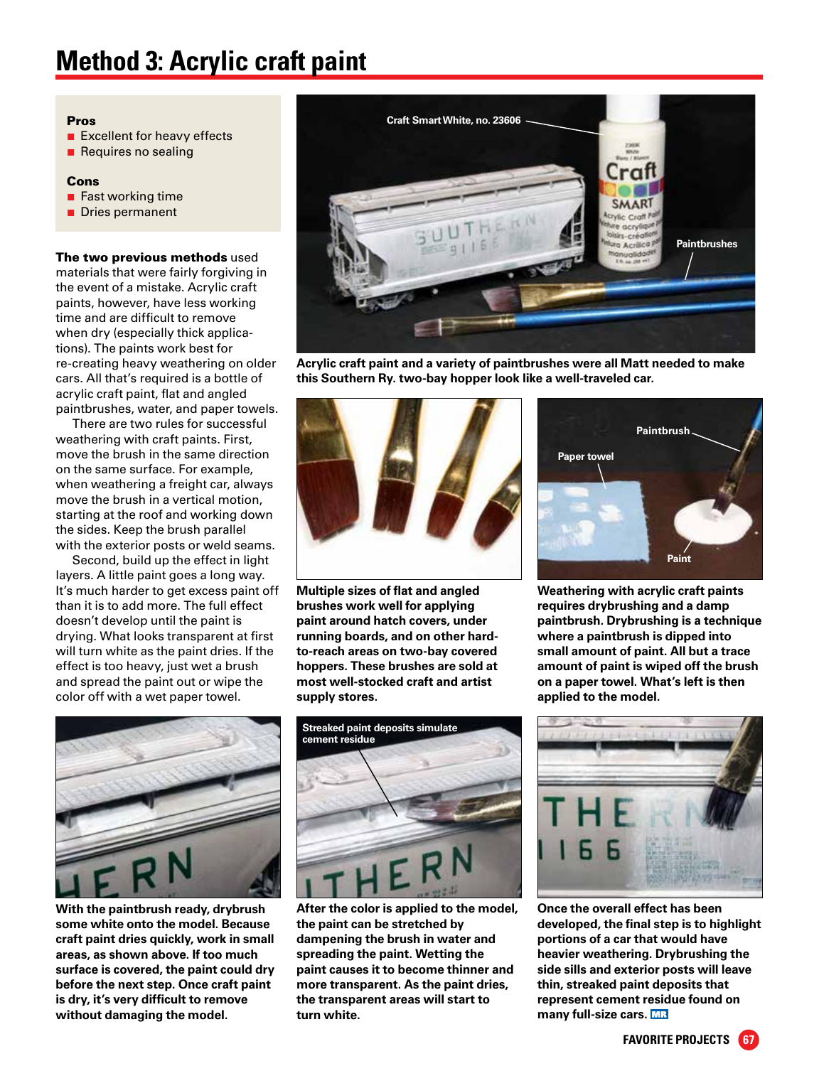# Method 3: Acrylic craft paint

**Pros**
- Excellent for heavy effects
- Requires no sealing

**Cons**
- Fast working time
- Dries permanent

**The two previous methods** used materials that were fairly forgiving in the event of a mistake. Acrylic craft paints, however, have less working time and are difficult to remove when dry (especially thick applications). The paints work best for re-creating heavy weathering on older cars. All that's required is a bottle of acrylic craft paint, flat and angled paintbrushes, water, and paper towels.

There are two rules for successful weathering with craft paints. First, move the brush in the same direction on the same surface. For example, when weathering a freight car, always move the brush in a vertical motion, starting at the roof and working down the sides. Keep the brush parallel with the exterior posts or weld seams.

Second, build up the effect in light layers. A little paint goes a long way. It's much harder to get excess paint off than it is to add more. The full effect doesn't develop until the paint is drying. What looks transparent at first will turn white as the paint dries. If the effect is too heavy, just wet a brush and spread the paint out or wipe the color off with a wet paper towel.

Craft Smart White, no. 23606

Paintbrushes

**Acrylic craft paint and a variety of paintbrushes were all Matt needed to make this Southern Ry. two-bay hopper look like a well-traveled car.**

**Multiple sizes of flat and angled brushes work well for applying paint around hatch covers, under running boards, and on other hard-to-reach areas on two-bay covered hoppers. These brushes are sold at most well-stocked craft and artist supply stores.**

Paintbrush

Paper towel

Paint

**Weathering with acrylic craft paints requires drybrushing and a damp paintbrush. Drybrushing is a technique where a paintbrush is dipped into small amount of paint. All but a trace amount of paint is wiped off the brush on a paper towel. What's left is then applied to the model.**

**With the paintbrush ready, drybrush some white onto the model. Because craft paint dries quickly, work in small areas, as shown above. If too much surface is covered, the paint could dry before the next step. Once craft paint is dry, it's very difficult to remove without damaging the model.**

Streaked paint deposits simulate cement residue

**After the color is applied to the model, the paint can be stretched by dampening the brush in water and spreading the paint. Wetting the paint causes it to become thinner and more transparent. As the paint dries, the transparent areas will start to turn white.**

**Once the overall effect has been developed, the final step is to highlight portions of a car that would have heavier weathering. Drybrushing the side sills and exterior posts will leave thin, streaked paint deposits that represent cement residue found on many full-size cars.**